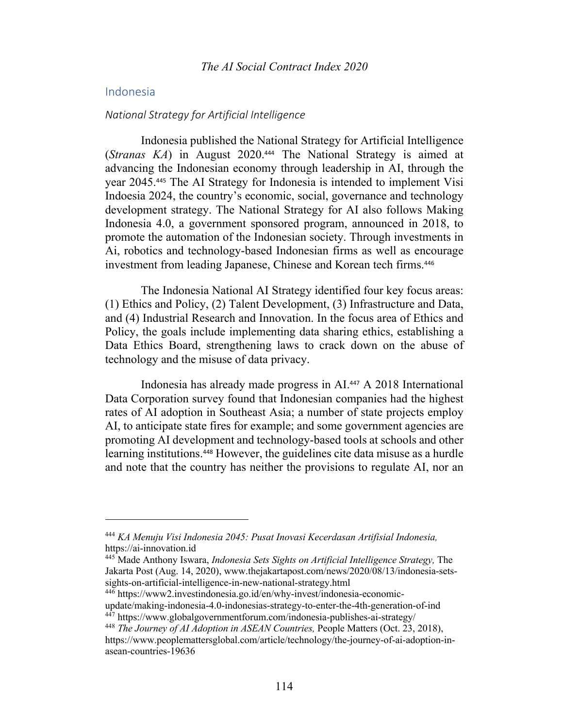## Indonesia

### *National Strategy for Artificial Intelligence*

Indonesia published the National Strategy for Artificial Intelligence (*Stranas KA*) in August 2020.[444] The National Strategy is aimed at advancing the Indonesian economy through leadership in AI, through the year 2045.[445] The AI Strategy for Indonesia is intended to implement Visi Indoesia 2024, the country's economic, social, governance and technology development strategy. The National Strategy for AI also follows Making Indonesia 4.0, a government sponsored program, announced in 2018, to promote the automation of the Indonesian society. Through investments in Ai, robotics and technology-based Indonesian firms as well as encourage investment from leading Japanese, Chinese and Korean tech firms.[446]

The Indonesia National AI Strategy identified four key focus areas: (1) Ethics and Policy, (2) Talent Development, (3) Infrastructure and Data, and (4) Industrial Research and Innovation. In the focus area of Ethics and Policy, the goals include implementing data sharing ethics, establishing a Data Ethics Board, strengthening laws to crack down on the abuse of technology and the misuse of data privacy.

Indonesia has already made progress in AI.[447] A 2018 International Data Corporation survey found that Indonesian companies had the highest rates of AI adoption in Southeast Asia; a number of state projects employ AI, to anticipate state fires for example; and some government agencies are promoting AI development and technology-based tools at schools and other learning institutions.[448] However, the guidelines cite data misuse as a hurdle and note that the country has neither the provisions to regulate AI, nor an

---

[444] *KA Menuju Visi Indonesia 2045: Pusat Inovasi Kecerdasan Artifisial Indonesia,* https://ai-innovation.id

[445] Made Anthony Iswara, *Indonesia Sets Sights on Artificial Intelligence Strategy,* The Jakarta Post (Aug. 14, 2020), www.thejakartapost.com/news/2020/08/13/indonesia-sets-sights-on-artificial-intelligence-in-new-national-strategy.html

[446] https://www2.investindonesia.go.id/en/why-invest/indonesia-economic-update/making-indonesia-4.0-indonesias-strategy-to-enter-the-4th-generation-of-ind

[447] https://www.globalgovernmentforum.com/indonesia-publishes-ai-strategy/

[448] *The Journey of AI Adoption in ASEAN Countries,* People Matters (Oct. 23, 2018), https://www.peoplemattersglobal.com/article/technology/the-journey-of-ai-adoption-in-asean-countries-19636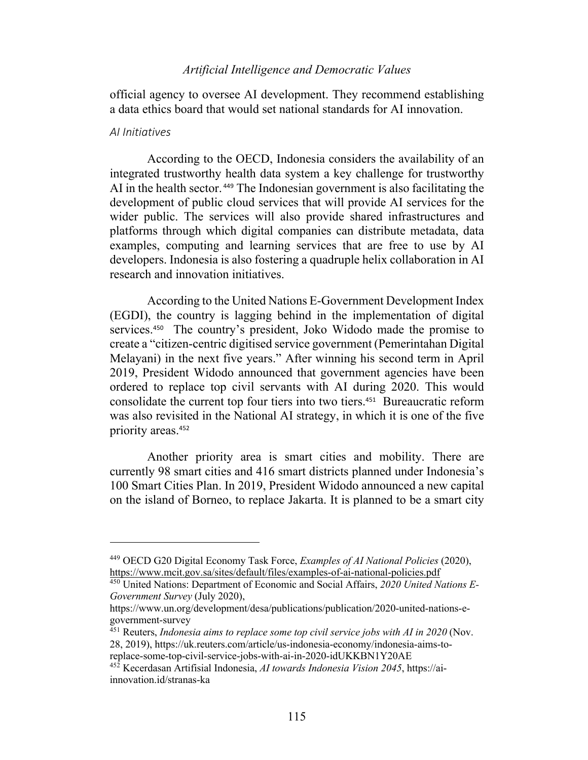official agency to oversee AI development. They recommend establishing a data ethics board that would set national standards for AI innovation.

*AI Initiatives*

According to the OECD, Indonesia considers the availability of an integrated trustworthy health data system a key challenge for trustworthy AI in the health sector.[449] The Indonesian government is also facilitating the development of public cloud services that will provide AI services for the wider public. The services will also provide shared infrastructures and platforms through which digital companies can distribute metadata, data examples, computing and learning services that are free to use by AI developers. Indonesia is also fostering a quadruple helix collaboration in AI research and innovation initiatives.

According to the United Nations E-Government Development Index (EGDI), the country is lagging behind in the implementation of digital services.[450] The country's president, Joko Widodo made the promise to create a "citizen-centric digitised service government (Pemerintahan Digital Melayani) in the next five years." After winning his second term in April 2019, President Widodo announced that government agencies have been ordered to replace top civil servants with AI during 2020. This would consolidate the current top four tiers into two tiers.[451] Bureaucratic reform was also revisited in the National AI strategy, in which it is one of the five priority areas.[452]

Another priority area is smart cities and mobility. There are currently 98 smart cities and 416 smart districts planned under Indonesia's 100 Smart Cities Plan. In 2019, President Widodo announced a new capital on the island of Borneo, to replace Jakarta. It is planned to be a smart city

---

[449] OECD G20 Digital Economy Task Force, *Examples of AI National Policies* (2020), https://www.mcit.gov.sa/sites/default/files/examples-of-ai-national-policies.pdf

[450] United Nations: Department of Economic and Social Affairs, *2020 United Nations E-Government Survey* (July 2020), https://www.un.org/development/desa/publications/publication/2020-united-nations-e-government-survey

[451] Reuters, *Indonesia aims to replace some top civil service jobs with AI in 2020* (Nov. 28, 2019), https://uk.reuters.com/article/us-indonesia-economy/indonesia-aims-to-replace-some-top-civil-service-jobs-with-ai-in-2020-idUKKBN1Y20AE

[452] Kecerdasan Artifisial Indonesia, *AI towards Indonesia Vision 2045*, https://ai-innovation.id/stranas-ka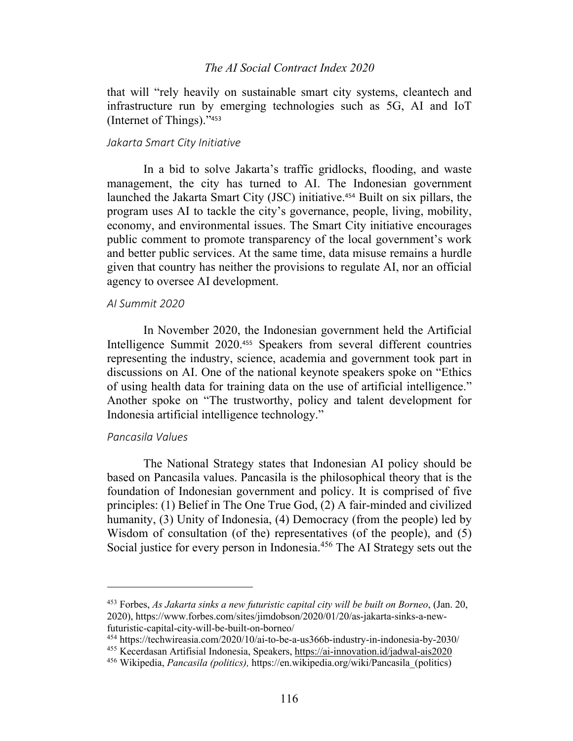that will "rely heavily on sustainable smart city systems, cleantech and infrastructure run by emerging technologies such as 5G, AI and IoT (Internet of Things)."[453]

*Jakarta Smart City Initiative*

In a bid to solve Jakarta's traffic gridlocks, flooding, and waste management, the city has turned to AI. The Indonesian government launched the Jakarta Smart City (JSC) initiative.[454] Built on six pillars, the program uses AI to tackle the city's governance, people, living, mobility, economy, and environmental issues. The Smart City initiative encourages public comment to promote transparency of the local government's work and better public services. At the same time, data misuse remains a hurdle given that country has neither the provisions to regulate AI, nor an official agency to oversee AI development.

*AI Summit 2020*

In November 2020, the Indonesian government held the Artificial Intelligence Summit 2020.[455] Speakers from several different countries representing the industry, science, academia and government took part in discussions on AI. One of the national keynote speakers spoke on "Ethics of using health data for training data on the use of artificial intelligence." Another spoke on "The trustworthy, policy and talent development for Indonesia artificial intelligence technology."

*Pancasila Values*

The National Strategy states that Indonesian AI policy should be based on Pancasila values. Pancasila is the philosophical theory that is the foundation of Indonesian government and policy. It is comprised of five principles: (1) Belief in The One True God, (2) A fair-minded and civilized humanity, (3) Unity of Indonesia, (4) Democracy (from the people) led by Wisdom of consultation (of the) representatives (of the people), and (5) Social justice for every person in Indonesia.[456] The AI Strategy sets out the

---

[453] Forbes, *As Jakarta sinks a new futuristic capital city will be built on Borneo*, (Jan. 20, 2020), https://www.forbes.com/sites/jimdobson/2020/01/20/as-jakarta-sinks-a-new-futuristic-capital-city-will-be-built-on-borneo/

[454] https://techwireasia.com/2020/10/ai-to-be-a-us366b-industry-in-indonesia-by-2030/

[455] Kecerdasan Artifisial Indonesia, Speakers, https://ai-innovation.id/jadwal-ais2020

[456] Wikipedia, *Pancasila (politics),* https://en.wikipedia.org/wiki/Pancasila_(politics)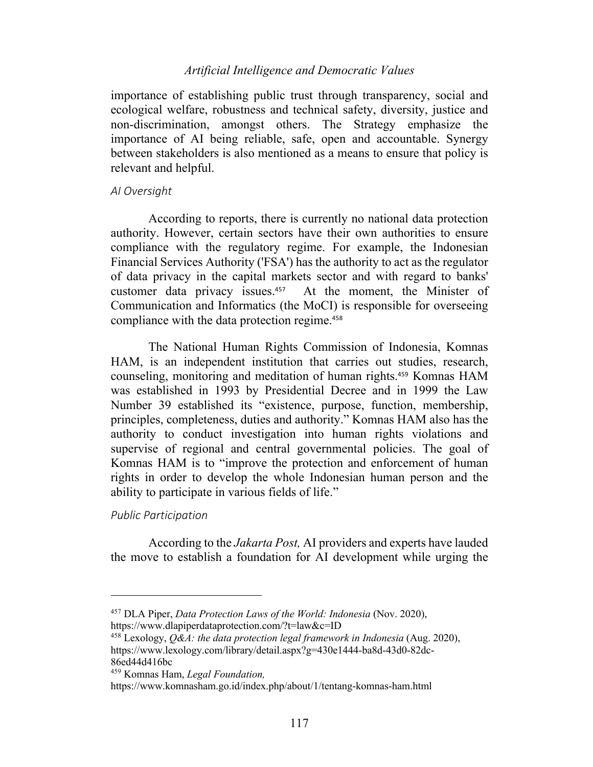importance of establishing public trust through transparency, social and ecological welfare, robustness and technical safety, diversity, justice and non-discrimination, amongst others. The Strategy emphasize the importance of AI being reliable, safe, open and accountable. Synergy between stakeholders is also mentioned as a means to ensure that policy is relevant and helpful.

### *AI Oversight*

According to reports, there is currently no national data protection authority. However, certain sectors have their own authorities to ensure compliance with the regulatory regime. For example, the Indonesian Financial Services Authority ('FSA') has the authority to act as the regulator of data privacy in the capital markets sector and with regard to banks' customer data privacy issues.[457] At the moment, the Minister of Communication and Informatics (the MoCI) is responsible for overseeing compliance with the data protection regime.[458]

The National Human Rights Commission of Indonesia, Komnas HAM, is an independent institution that carries out studies, research, counseling, monitoring and meditation of human rights.[459] Komnas HAM was established in 1993 by Presidential Decree and in 1999 the Law Number 39 established its "existence, purpose, function, membership, principles, completeness, duties and authority." Komnas HAM also has the authority to conduct investigation into human rights violations and supervise of regional and central governmental policies. The goal of Komnas HAM is to "improve the protection and enforcement of human rights in order to develop the whole Indonesian human person and the ability to participate in various fields of life."

### *Public Participation*

According to the *Jakarta Post,* AI providers and experts have lauded the move to establish a foundation for AI development while urging the

---

[457] DLA Piper, *Data Protection Laws of the World: Indonesia* (Nov. 2020), https://www.dlapiperdataprotection.com/?t=law&c=ID

[458] Lexology, *Q&A: the data protection legal framework in Indonesia* (Aug. 2020), https://www.lexology.com/library/detail.aspx?g=430e1444-ba8d-43d0-82dc-86ed44d416bc

[459] Komnas Ham, *Legal Foundation,* https://www.komnasham.go.id/index.php/about/1/tentang-komnas-ham.html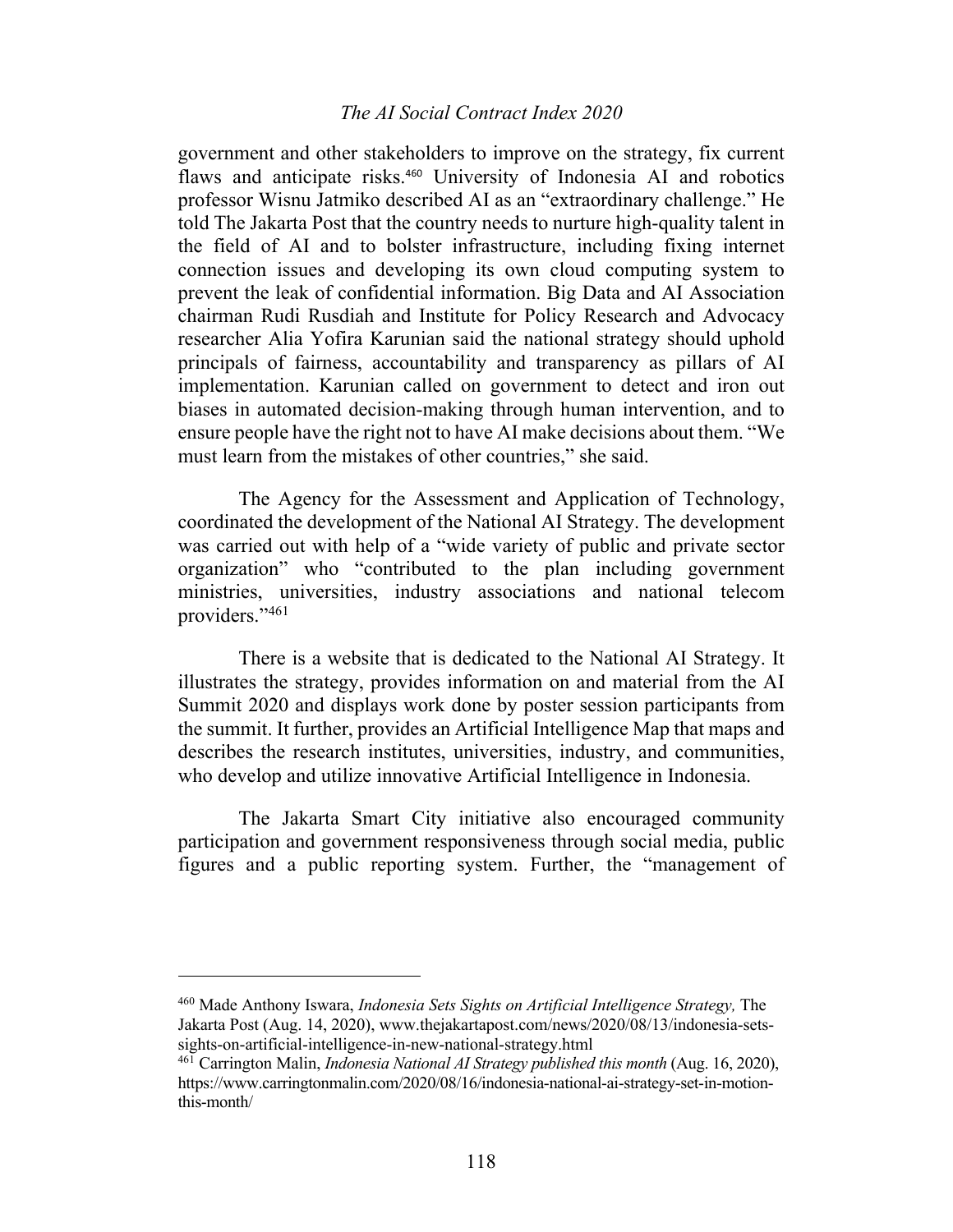government and other stakeholders to improve on the strategy, fix current flaws and anticipate risks.[460] University of Indonesia AI and robotics professor Wisnu Jatmiko described AI as an "extraordinary challenge." He told The Jakarta Post that the country needs to nurture high-quality talent in the field of AI and to bolster infrastructure, including fixing internet connection issues and developing its own cloud computing system to prevent the leak of confidential information. Big Data and AI Association chairman Rudi Rusdiah and Institute for Policy Research and Advocacy researcher Alia Yofira Karunian said the national strategy should uphold principals of fairness, accountability and transparency as pillars of AI implementation. Karunian called on government to detect and iron out biases in automated decision-making through human intervention, and to ensure people have the right not to have AI make decisions about them. "We must learn from the mistakes of other countries," she said.

The Agency for the Assessment and Application of Technology, coordinated the development of the National AI Strategy. The development was carried out with help of a "wide variety of public and private sector organization" who "contributed to the plan including government ministries, universities, industry associations and national telecom providers."[461]

There is a website that is dedicated to the National AI Strategy. It illustrates the strategy, provides information on and material from the AI Summit 2020 and displays work done by poster session participants from the summit. It further, provides an Artificial Intelligence Map that maps and describes the research institutes, universities, industry, and communities, who develop and utilize innovative Artificial Intelligence in Indonesia.

The Jakarta Smart City initiative also encouraged community participation and government responsiveness through social media, public figures and a public reporting system. Further, the "management of

---

[460] Made Anthony Iswara, *Indonesia Sets Sights on Artificial Intelligence Strategy,* The Jakarta Post (Aug. 14, 2020), www.thejakartapost.com/news/2020/08/13/indonesia-sets-sights-on-artificial-intelligence-in-new-national-strategy.html

[461] Carrington Malin, *Indonesia National AI Strategy published this month* (Aug. 16, 2020), https://www.carringtonmalin.com/2020/08/16/indonesia-national-ai-strategy-set-in-motion-this-month/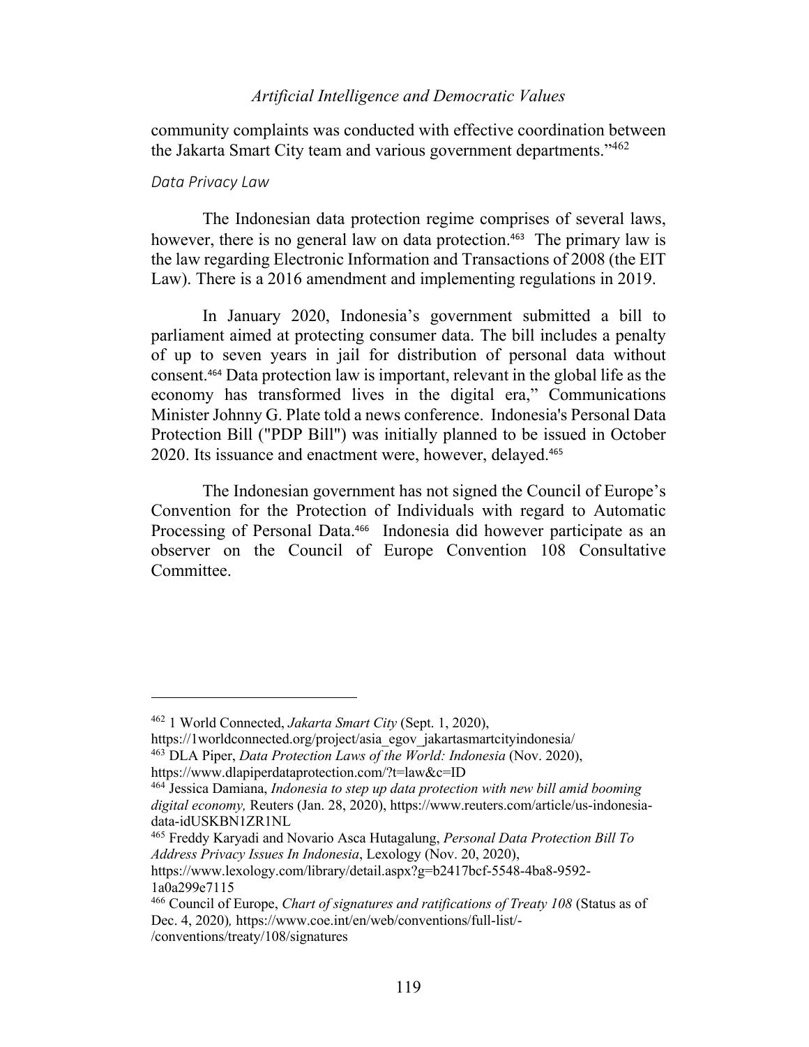community complaints was conducted with effective coordination between the Jakarta Smart City team and various government departments."[462]

*Data Privacy Law*

The Indonesian data protection regime comprises of several laws, however, there is no general law on data protection.[463] The primary law is the law regarding Electronic Information and Transactions of 2008 (the EIT Law). There is a 2016 amendment and implementing regulations in 2019.

In January 2020, Indonesia's government submitted a bill to parliament aimed at protecting consumer data. The bill includes a penalty of up to seven years in jail for distribution of personal data without consent.[464] Data protection law is important, relevant in the global life as the economy has transformed lives in the digital era," Communications Minister Johnny G. Plate told a news conference. Indonesia's Personal Data Protection Bill ("PDP Bill") was initially planned to be issued in October 2020. Its issuance and enactment were, however, delayed.[465]

The Indonesian government has not signed the Council of Europe's Convention for the Protection of Individuals with regard to Automatic Processing of Personal Data.[466] Indonesia did however participate as an observer on the Council of Europe Convention 108 Consultative Committee.

---

[462] 1 World Connected, *Jakarta Smart City* (Sept. 1, 2020), https://1worldconnected.org/project/asia_egov_jakartasmartcityindonesia/

[463] DLA Piper, *Data Protection Laws of the World: Indonesia* (Nov. 2020), https://www.dlapiperdataprotection.com/?t=law&c=ID

[464] Jessica Damiana, *Indonesia to step up data protection with new bill amid booming digital economy,* Reuters (Jan. 28, 2020), https://www.reuters.com/article/us-indonesia-data-idUSKBN1ZR1NL

[465] Freddy Karyadi and Novario Asca Hutagalung, *Personal Data Protection Bill To Address Privacy Issues In Indonesia*, Lexology (Nov. 20, 2020), https://www.lexology.com/library/detail.aspx?g=b2417bcf-5548-4ba8-9592-1a0a299e7115

[466] Council of Europe, *Chart of signatures and ratifications of Treaty 108* (Status as of Dec. 4, 2020), https://www.coe.int/en/web/conventions/full-list/-/conventions/treaty/108/signatures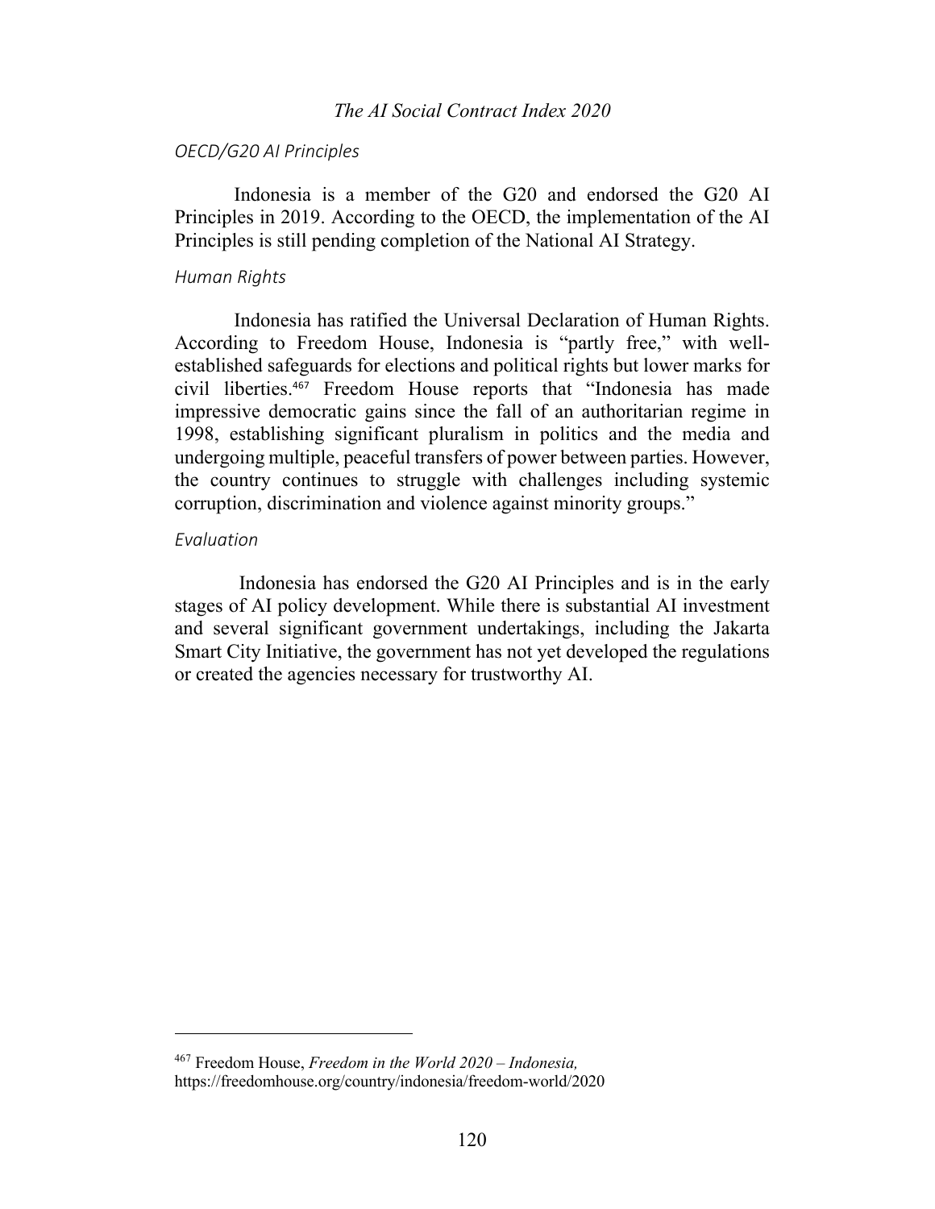### *OECD/G20 AI Principles*

Indonesia is a member of the G20 and endorsed the G20 AI Principles in 2019. According to the OECD, the implementation of the AI Principles is still pending completion of the National AI Strategy.

### *Human Rights*

Indonesia has ratified the Universal Declaration of Human Rights. According to Freedom House, Indonesia is "partly free," with well-established safeguards for elections and political rights but lower marks for civil liberties.[467] Freedom House reports that "Indonesia has made impressive democratic gains since the fall of an authoritarian regime in 1998, establishing significant pluralism in politics and the media and undergoing multiple, peaceful transfers of power between parties. However, the country continues to struggle with challenges including systemic corruption, discrimination and violence against minority groups."

### *Evaluation*

Indonesia has endorsed the G20 AI Principles and is in the early stages of AI policy development. While there is substantial AI investment and several significant government undertakings, including the Jakarta Smart City Initiative, the government has not yet developed the regulations or created the agencies necessary for trustworthy AI.

---

[467] Freedom House, *Freedom in the World 2020 – Indonesia,* https://freedomhouse.org/country/indonesia/freedom-world/2020